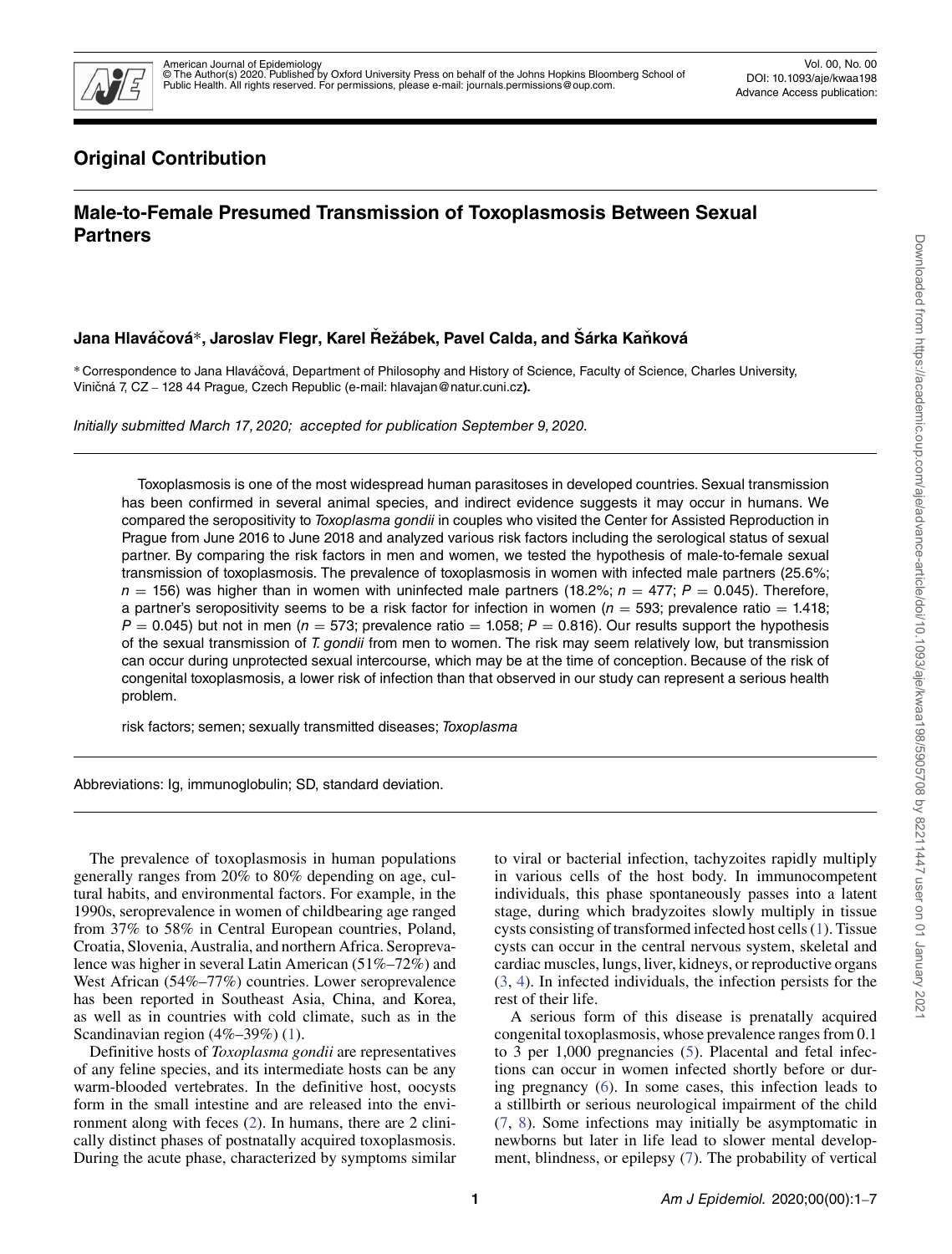## Original Contribution

# Male-to-Female Presumed Transmission of Toxoplasmosis Between Sexual Partners

**Jana Hlaváčová*, Jaroslav Flegr, Karel Řežábek, Pavel Calda, and Šárka Kaňková**

* Correspondence to Jana Hlaváčová, Department of Philosophy and History of Science, Faculty of Science, Charles University, Viničná 7, CZ – 128 44 Prague, Czech Republic (e-mail: hlavajan@natur.cuni.cz).

*Initially submitted March 17, 2020; accepted for publication September 9, 2020.*

Toxoplasmosis is one of the most widespread human parasitoses in developed countries. Sexual transmission has been confirmed in several animal species, and indirect evidence suggests it may occur in humans. We compared the seropositivity to *Toxoplasma gondii* in couples who visited the Center for Assisted Reproduction in Prague from June 2016 to June 2018 and analyzed various risk factors including the serological status of sexual partner. By comparing the risk factors in men and women, we tested the hypothesis of male-to-female sexual transmission of toxoplasmosis. The prevalence of toxoplasmosis in women with infected male partners (25.6%; $n = 156$) was higher than in women with uninfected male partners (18.2%; $n = 477$; $P = 0.045$). Therefore, a partner's seropositivity seems to be a risk factor for infection in women ($n = 593$; prevalence ratio = 1.418; $P = 0.045$) but not in men ($n = 573$; prevalence ratio = 1.058; $P = 0.816$). Our results support the hypothesis of the sexual transmission of *T. gondii* from men to women. The risk may seem relatively low, but transmission can occur during unprotected sexual intercourse, which may be at the time of conception. Because of the risk of congenital toxoplasmosis, a lower risk of infection than that observed in our study can represent a serious health problem.

risk factors; semen; sexually transmitted diseases; *Toxoplasma*

Abbreviations: Ig, immunoglobulin; SD, standard deviation.

The prevalence of toxoplasmosis in human populations generally ranges from 20% to 80% depending on age, cultural habits, and environmental factors. For example, in the 1990s, seroprevalence in women of childbearing age ranged from 37% to 58% in Central European countries, Poland, Croatia, Slovenia, Australia, and northern Africa. Seroprevalence was higher in several Latin American (51%–72%) and West African (54%–77%) countries. Lower seroprevalence has been reported in Southeast Asia, China, and Korea, as well as in countries with cold climate, such as in the Scandinavian region (4%–39%) (1).

Definitive hosts of *Toxoplasma gondii* are representatives of any feline species, and its intermediate hosts can be any warm-blooded vertebrates. In the definitive host, oocysts form in the small intestine and are released into the environment along with feces (2). In humans, there are 2 clinically distinct phases of postnatally acquired toxoplasmosis. During the acute phase, characterized by symptoms similar to viral or bacterial infection, tachyzoites rapidly multiply in various cells of the host body. In immunocompetent individuals, this phase spontaneously passes into a latent stage, during which bradyzoites slowly multiply in tissue cysts consisting of transformed infected host cells (1). Tissue cysts can occur in the central nervous system, skeletal and cardiac muscles, lungs, liver, kidneys, or reproductive organs (3, 4). In infected individuals, the infection persists for the rest of their life.

A serious form of this disease is prenatally acquired congenital toxoplasmosis, whose prevalence ranges from 0.1 to 3 per 1,000 pregnancies (5). Placental and fetal infections can occur in women infected shortly before or during pregnancy (6). In some cases, this infection leads to a stillbirth or serious neurological impairment of the child (7, 8). Some infections may initially be asymptomatic in newborns but later in life lead to slower mental development, blindness, or epilepsy (7). The probability of vertical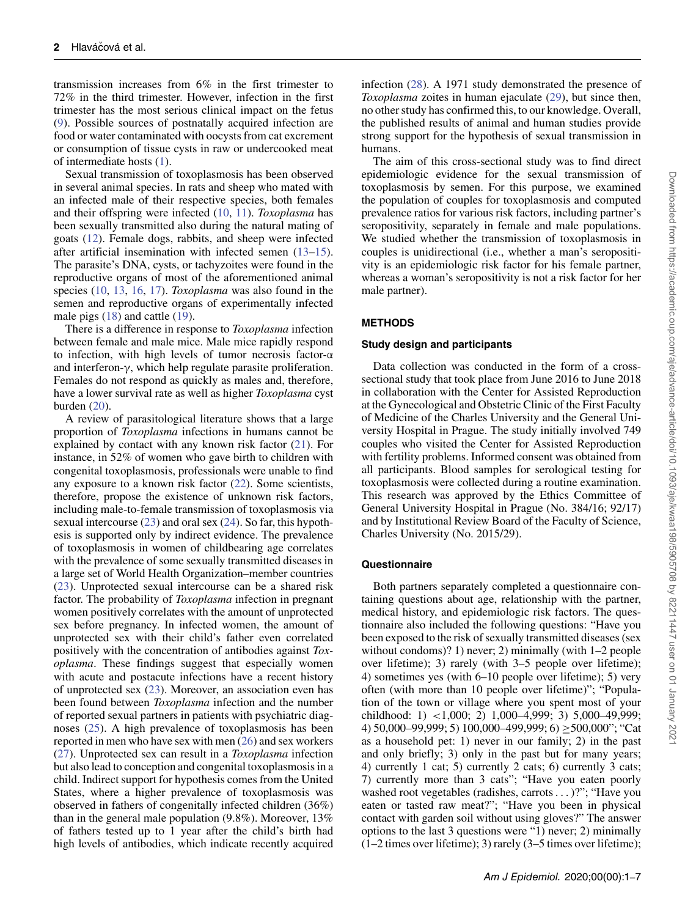transmission increases from 6% in the first trimester to 72% in the third trimester. However, infection in the first trimester has the most serious clinical impact on the fetus (9). Possible sources of postnatally acquired infection are food or water contaminated with oocysts from cat excrement or consumption of tissue cysts in raw or undercooked meat of intermediate hosts (1).

Sexual transmission of toxoplasmosis has been observed in several animal species. In rats and sheep who mated with an infected male of their respective species, both females and their offspring were infected (10, 11). *Toxoplasma* has been sexually transmitted also during the natural mating of goats (12). Female dogs, rabbits, and sheep were infected after artificial insemination with infected semen (13–15). The parasite's DNA, cysts, or tachyzoites were found in the reproductive organs of most of the aforementioned animal species (10, 13, 16, 17). *Toxoplasma* was also found in the semen and reproductive organs of experimentally infected male pigs (18) and cattle (19).

There is a difference in response to *Toxoplasma* infection between female and male mice. Male mice rapidly respond to infection, with high levels of tumor necrosis factor-α and interferon-γ, which help regulate parasite proliferation. Females do not respond as quickly as males and, therefore, have a lower survival rate as well as higher *Toxoplasma* cyst burden (20).

A review of parasitological literature shows that a large proportion of *Toxoplasma* infections in humans cannot be explained by contact with any known risk factor (21). For instance, in 52% of women who gave birth to children with congenital toxoplasmosis, professionals were unable to find any exposure to a known risk factor (22). Some scientists, therefore, propose the existence of unknown risk factors, including male-to-female transmission of toxoplasmosis via sexual intercourse (23) and oral sex (24). So far, this hypothesis is supported only by indirect evidence. The prevalence of toxoplasmosis in women of childbearing age correlates with the prevalence of some sexually transmitted diseases in a large set of World Health Organization–member countries (23). Unprotected sexual intercourse can be a shared risk factor. The probability of *Toxoplasma* infection in pregnant women positively correlates with the amount of unprotected sex before pregnancy. In infected women, the amount of unprotected sex with their child's father even correlated positively with the concentration of antibodies against *Toxoplasma*. These findings suggest that especially women with acute and postacute infections have a recent history of unprotected sex (23). Moreover, an association even has been found between *Toxoplasma* infection and the number of reported sexual partners in patients with psychiatric diagnoses (25). A high prevalence of toxoplasmosis has been reported in men who have sex with men (26) and sex workers (27). Unprotected sex can result in a *Toxoplasma* infection but also lead to conception and congenital toxoplasmosis in a child. Indirect support for hypothesis comes from the United States, where a higher prevalence of toxoplasmosis was observed in fathers of congenitally infected children (36%) than in the general male population (9.8%). Moreover, 13% of fathers tested up to 1 year after the child's birth had high levels of antibodies, which indicate recently acquired infection (28). A 1971 study demonstrated the presence of *Toxoplasma* zoites in human ejaculate (29), but since then, no other study has confirmed this, to our knowledge. Overall, the published results of animal and human studies provide strong support for the hypothesis of sexual transmission in humans.

The aim of this cross-sectional study was to find direct epidemiologic evidence for the sexual transmission of toxoplasmosis by semen. For this purpose, we examined the population of couples for toxoplasmosis and computed prevalence ratios for various risk factors, including partner's seropositivity, separately in female and male populations. We studied whether the transmission of toxoplasmosis in couples is unidirectional (i.e., whether a man's seropositivity is an epidemiologic risk factor for his female partner, whereas a woman's seropositivity is not a risk factor for her male partner).

## METHODS

### Study design and participants

Data collection was conducted in the form of a cross-sectional study that took place from June 2016 to June 2018 in collaboration with the Center for Assisted Reproduction at the Gynecological and Obstetric Clinic of the First Faculty of Medicine of the Charles University and the General University Hospital in Prague. The study initially involved 749 couples who visited the Center for Assisted Reproduction with fertility problems. Informed consent was obtained from all participants. Blood samples for serological testing for toxoplasmosis were collected during a routine examination. This research was approved by the Ethics Committee of General University Hospital in Prague (No. 384/16; 92/17) and by Institutional Review Board of the Faculty of Science, Charles University (No. 2015/29).

### Questionnaire

Both partners separately completed a questionnaire containing questions about age, relationship with the partner, medical history, and epidemiologic risk factors. The questionnaire also included the following questions: "Have you been exposed to the risk of sexually transmitted diseases (sex without condoms)? 1) never; 2) minimally (with 1–2 people over lifetime); 3) rarely (with 3–5 people over lifetime); 4) sometimes yes (with 6–10 people over lifetime); 5) very often (with more than 10 people over lifetime)"; "Population of the town or village where you spent most of your childhood: 1) <1,000; 2) 1,000–4,999; 3) 5,000–49,999; 4) 50,000–99,999; 5) 100,000–499,999; 6) ≥500,000"; "Cat as a household pet: 1) never in our family; 2) in the past and only briefly; 3) only in the past but for many years; 4) currently 1 cat; 5) currently 2 cats; 6) currently 3 cats; 7) currently more than 3 cats"; "Have you eaten poorly washed root vegetables (radishes, carrots . . . )?"; "Have you eaten or tasted raw meat?"; "Have you been in physical contact with garden soil without using gloves?" The answer options to the last 3 questions were "1) never; 2) minimally (1–2 times over lifetime); 3) rarely (3–5 times over lifetime);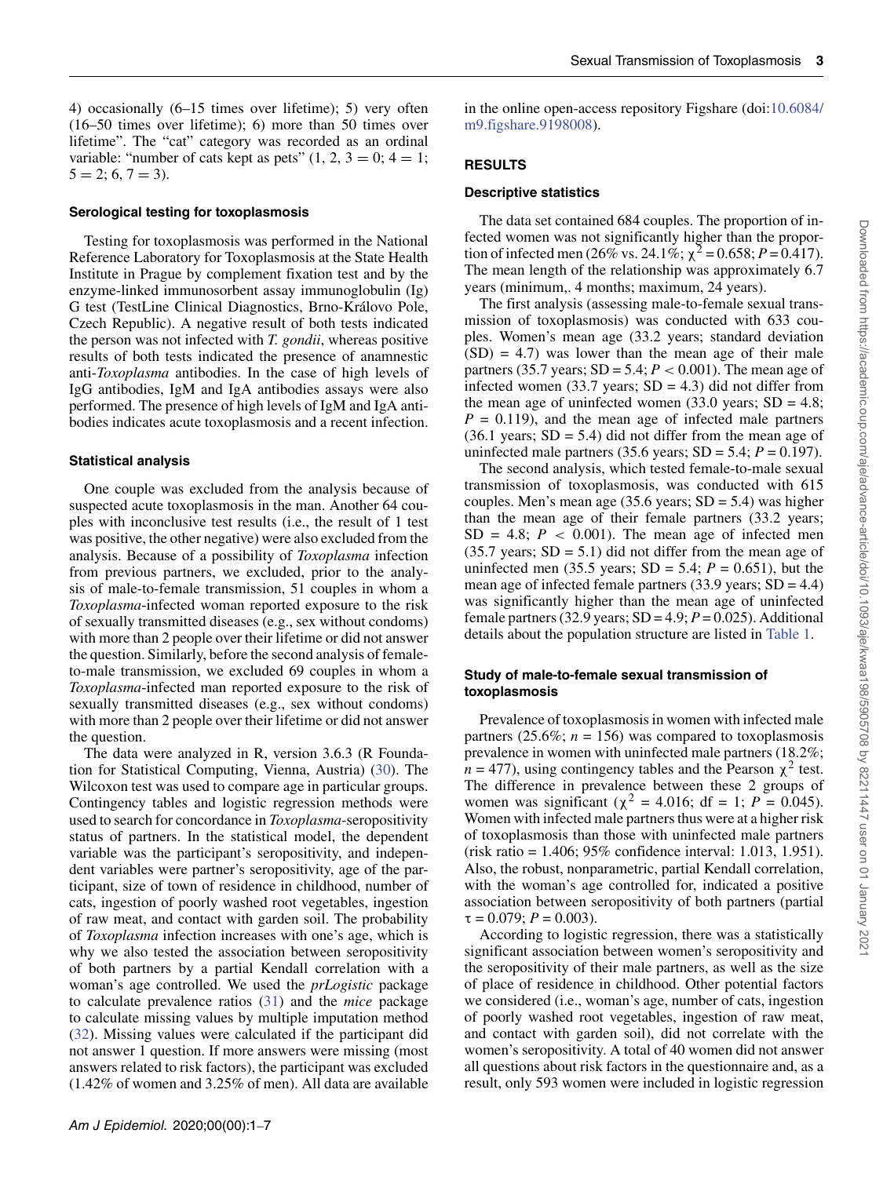4) occasionally (6–15 times over lifetime); 5) very often (16–50 times over lifetime); 6) more than 50 times over lifetime". The "cat" category was recorded as an ordinal variable: "number of cats kept as pets" (1, 2, 3 = 0; 4 = 1; 5 = 2; 6, 7 = 3).

### Serological testing for toxoplasmosis

Testing for toxoplasmosis was performed in the National Reference Laboratory for Toxoplasmosis at the State Health Institute in Prague by complement fixation test and by the enzyme-linked immunosorbent assay immunoglobulin (Ig) G test (TestLine Clinical Diagnostics, Brno-Královo Pole, Czech Republic). A negative result of both tests indicated the person was not infected with *T. gondii*, whereas positive results of both tests indicated the presence of anamnestic anti-*Toxoplasma* antibodies. In the case of high levels of IgG antibodies, IgM and IgA antibodies assays were also performed. The presence of high levels of IgM and IgA antibodies indicates acute toxoplasmosis and a recent infection.

### Statistical analysis

One couple was excluded from the analysis because of suspected acute toxoplasmosis in the man. Another 64 couples with inconclusive test results (i.e., the result of 1 test was positive, the other negative) were also excluded from the analysis. Because of a possibility of *Toxoplasma* infection from previous partners, we excluded, prior to the analysis of male-to-female transmission, 51 couples in whom a *Toxoplasma*-infected woman reported exposure to the risk of sexually transmitted diseases (e.g., sex without condoms) with more than 2 people over their lifetime or did not answer the question. Similarly, before the second analysis of female-to-male transmission, we excluded 69 couples in whom a *Toxoplasma*-infected man reported exposure to the risk of sexually transmitted diseases (e.g., sex without condoms) with more than 2 people over their lifetime or did not answer the question.

The data were analyzed in R, version 3.6.3 (R Foundation for Statistical Computing, Vienna, Austria) (30). The Wilcoxon test was used to compare age in particular groups. Contingency tables and logistic regression methods were used to search for concordance in *Toxoplasma*-seropositivity status of partners. In the statistical model, the dependent variable was the participant's seropositivity, and independent variables were partner's seropositivity, age of the participant, size of town of residence in childhood, number of cats, ingestion of poorly washed root vegetables, ingestion of raw meat, and contact with garden soil. The probability of *Toxoplasma* infection increases with one's age, which is why we also tested the association between seropositivity of both partners by a partial Kendall correlation with a woman's age controlled. We used the *prLogistic* package to calculate prevalence ratios (31) and the *mice* package to calculate missing values by multiple imputation method (32). Missing values were calculated if the participant did not answer 1 question. If more answers were missing (most answers related to risk factors), the participant was excluded (1.42% of women and 3.25% of men). All data are available in the online open-access repository Figshare (doi:10.6084/m9.figshare.9198008).

## RESULTS

### Descriptive statistics

The data set contained 684 couples. The proportion of infected women was not significantly higher than the proportion of infected men (26% vs. 24.1%; $\chi^2 = 0.658$; $P = 0.417$). The mean length of the relationship was approximately 6.7 years (minimum,. 4 months; maximum, 24 years).

The first analysis (assessing male-to-female sexual transmission of toxoplasmosis) was conducted with 633 couples. Women's mean age (33.2 years; standard deviation (SD) = 4.7) was lower than the mean age of their male partners (35.7 years; SD = 5.4; $P < 0.001$). The mean age of infected women (33.7 years; SD = 4.3) did not differ from the mean age of uninfected women (33.0 years; SD = 4.8; $P = 0.119$), and the mean age of infected male partners (36.1 years; SD = 5.4) did not differ from the mean age of uninfected male partners (35.6 years; SD = 5.4; $P = 0.197$).

The second analysis, which tested female-to-male sexual transmission of toxoplasmosis, was conducted with 615 couples. Men's mean age (35.6 years; SD = 5.4) was higher than the mean age of their female partners (33.2 years; SD = 4.8; $P < 0.001$). The mean age of infected men (35.7 years; SD = 5.1) did not differ from the mean age of uninfected men (35.5 years; SD = 5.4; $P = 0.651$), but the mean age of infected female partners (33.9 years; SD = 4.4) was significantly higher than the mean age of uninfected female partners (32.9 years; SD = 4.9; $P = 0.025$). Additional details about the population structure are listed in Table 1.

### Study of male-to-female sexual transmission of toxoplasmosis

Prevalence of toxoplasmosis in women with infected male partners (25.6%; $n = 156$) was compared to toxoplasmosis prevalence in women with uninfected male partners (18.2%; $n = 477$), using contingency tables and the Pearson $\chi^2$ test. The difference in prevalence between these 2 groups of women was significant ($\chi^2 = 4.016$; df = 1; $P = 0.045$). Women with infected male partners thus were at a higher risk of toxoplasmosis than those with uninfected male partners (risk ratio = 1.406; 95% confidence interval: 1.013, 1.951). Also, the robust, nonparametric, partial Kendall correlation, with the woman's age controlled for, indicated a positive association between seropositivity of both partners (partial $\tau = 0.079$; $P = 0.003$).

According to logistic regression, there was a statistically significant association between women's seropositivity and the seropositivity of their male partners, as well as the size of place of residence in childhood. Other potential factors we considered (i.e., woman's age, number of cats, ingestion of poorly washed root vegetables, ingestion of raw meat, and contact with garden soil), did not correlate with the women's seropositivity. A total of 40 women did not answer all questions about risk factors in the questionnaire and, as a result, only 593 women were included in logistic regression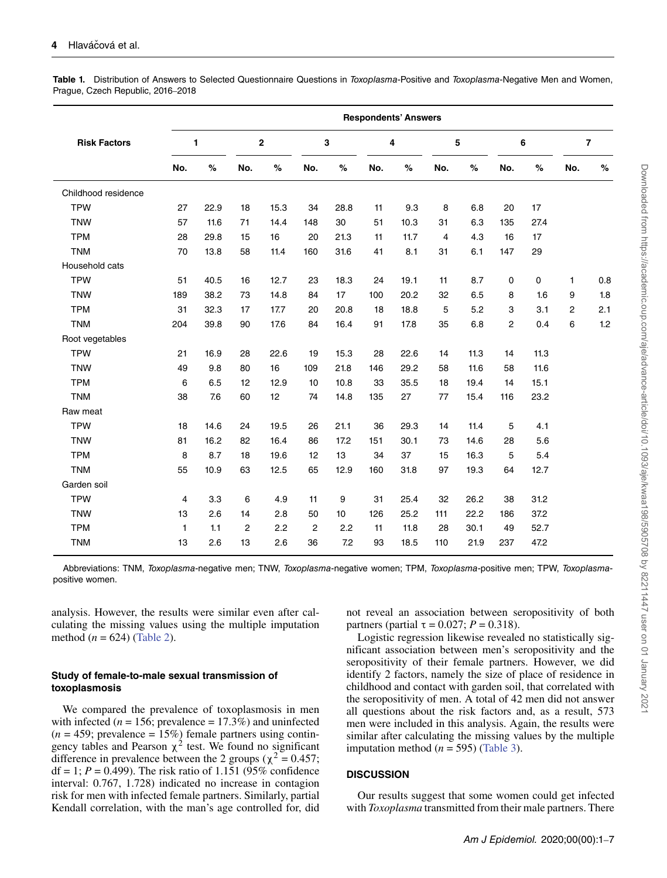**Table 1.** Distribution of Answers to Selected Questionnaire Questions in *Toxoplasma*-Positive and *Toxoplasma*-Negative Men and Women, Prague, Czech Republic, 2016–2018

| Risk Factors | Respondents' Answers | | | | | | | | | | | | | |
|---|---|---|---|---|---|---|---|---|---|---|---|---|---|---|
| | 1 | | 2 | | 3 | | 4 | | 5 | | 6 | | 7 | |
| | No. | % | No. | % | No. | % | No. | % | No. | % | No. | % | No. | % |
| Childhood residence | | | | | | | | | | | | | | |
| TPW | 27 | 22.9 | 18 | 15.3 | 34 | 28.8 | 11 | 9.3 | 8 | 6.8 | 20 | 17 | | |
| TNW | 57 | 11.6 | 71 | 14.4 | 148 | 30 | 51 | 10.3 | 31 | 6.3 | 135 | 27.4 | | |
| TPM | 28 | 29.8 | 15 | 16 | 20 | 21.3 | 11 | 11.7 | 4 | 4.3 | 16 | 17 | | |
| TNM | 70 | 13.8 | 58 | 11.4 | 160 | 31.6 | 41 | 8.1 | 31 | 6.1 | 147 | 29 | | |
| Household cats | | | | | | | | | | | | | | |
| TPW | 51 | 40.5 | 16 | 12.7 | 23 | 18.3 | 24 | 19.1 | 11 | 8.7 | 0 | 0 | 1 | 0.8 |
| TNW | 189 | 38.2 | 73 | 14.8 | 84 | 17 | 100 | 20.2 | 32 | 6.5 | 8 | 1.6 | 9 | 1.8 |
| TPM | 31 | 32.3 | 17 | 17.7 | 20 | 20.8 | 18 | 18.8 | 5 | 5.2 | 3 | 3.1 | 2 | 2.1 |
| TNM | 204 | 39.8 | 90 | 17.6 | 84 | 16.4 | 91 | 17.8 | 35 | 6.8 | 2 | 0.4 | 6 | 1.2 |
| Root vegetables | | | | | | | | | | | | | | |
| TPW | 21 | 16.9 | 28 | 22.6 | 19 | 15.3 | 28 | 22.6 | 14 | 11.3 | 14 | 11.3 | | |
| TNW | 49 | 9.8 | 80 | 16 | 109 | 21.8 | 146 | 29.2 | 58 | 11.6 | 58 | 11.6 | | |
| TPM | 6 | 6.5 | 12 | 12.9 | 10 | 10.8 | 33 | 35.5 | 18 | 19.4 | 14 | 15.1 | | |
| TNM | 38 | 7.6 | 60 | 12 | 74 | 14.8 | 135 | 27 | 77 | 15.4 | 116 | 23.2 | | |
| Raw meat | | | | | | | | | | | | | | |
| TPW | 18 | 14.6 | 24 | 19.5 | 26 | 21.1 | 36 | 29.3 | 14 | 11.4 | 5 | 4.1 | | |
| TNW | 81 | 16.2 | 82 | 16.4 | 86 | 17.2 | 151 | 30.1 | 73 | 14.6 | 28 | 5.6 | | |
| TPM | 8 | 8.7 | 18 | 19.6 | 12 | 13 | 34 | 37 | 15 | 16.3 | 5 | 5.4 | | |
| TNM | 55 | 10.9 | 63 | 12.5 | 65 | 12.9 | 160 | 31.8 | 97 | 19.3 | 64 | 12.7 | | |
| Garden soil | | | | | | | | | | | | | | |
| TPW | 4 | 3.3 | 6 | 4.9 | 11 | 9 | 31 | 25.4 | 32 | 26.2 | 38 | 31.2 | | |
| TNW | 13 | 2.6 | 14 | 2.8 | 50 | 10 | 126 | 25.2 | 111 | 22.2 | 186 | 37.2 | | |
| TPM | 1 | 1.1 | 2 | 2.2 | 2 | 2.2 | 11 | 11.8 | 28 | 30.1 | 49 | 52.7 | | |
| TNM | 13 | 2.6 | 13 | 2.6 | 36 | 7.2 | 93 | 18.5 | 110 | 21.9 | 237 | 47.2 | | |

Abbreviations: TNM, *Toxoplasma*-negative men; TNW, *Toxoplasma*-negative women; TPM, *Toxoplasma*-positive men; TPW, *Toxoplasma*-positive women.

analysis. However, the results were similar even after calculating the missing values using the multiple imputation method ($n = 624$) (Table 2).

### Study of female-to-male sexual transmission of toxoplasmosis

We compared the prevalence of toxoplasmosis in men with infected ($n = 156$; prevalence = 17.3%) and uninfected ($n = 459$; prevalence = 15%) female partners using contingency tables and Pearson $\chi^2$ test. We found no significant difference in prevalence between the 2 groups ($\chi^2 = 0.457$; df = 1; $P = 0.499$). The risk ratio of 1.151 (95% confidence interval: 0.767, 1.728) indicated no increase in contagion risk for men with infected female partners. Similarly, partial Kendall correlation, with the man's age controlled for, did not reveal an association between seropositivity of both partners (partial $\tau = 0.027$; $P = 0.318$).

Logistic regression likewise revealed no statistically significant association between men's seropositivity and the seropositivity of their female partners. However, we did identify 2 factors, namely the size of place of residence in childhood and contact with garden soil, that correlated with the seropositivity of men. A total of 42 men did not answer all questions about the risk factors and, as a result, 573 men were included in this analysis. Again, the results were similar after calculating the missing values by the multiple imputation method ($n = 595$) (Table 3).

## DISCUSSION

Our results suggest that some women could get infected with *Toxoplasma* transmitted from their male partners. There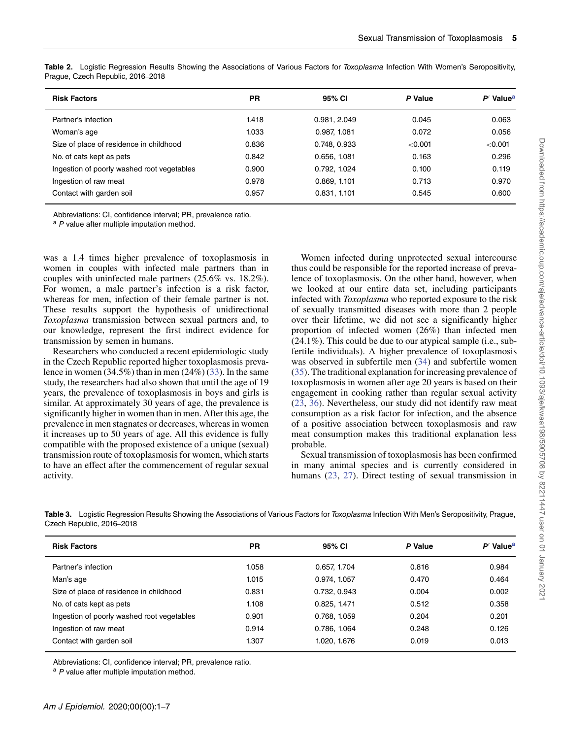**Table 2.** Logistic Regression Results Showing the Associations of Various Factors for *Toxoplasma* Infection With Women's Seropositivity, Prague, Czech Republic, 2016–2018

| Risk Factors | PR | 95% CI | *P* Value | *P′* Value[a] |
|---|---|---|---|---|
| Partner's infection | 1.418 | 0.981, 2.049 | 0.045 | 0.063 |
| Woman's age | 1.033 | 0.987, 1.081 | 0.072 | 0.056 |
| Size of place of residence in childhood | 0.836 | 0.748, 0.933 | <0.001 | <0.001 |
| No. of cats kept as pets | 0.842 | 0.656, 1.081 | 0.163 | 0.296 |
| Ingestion of poorly washed root vegetables | 0.900 | 0.792, 1.024 | 0.100 | 0.119 |
| Ingestion of raw meat | 0.978 | 0.869, 1.101 | 0.713 | 0.970 |
| Contact with garden soil | 0.957 | 0.831, 1.101 | 0.545 | 0.600 |

Abbreviations: CI, confidence interval; PR, prevalence ratio.

[a] *P* value after multiple imputation method.

was a 1.4 times higher prevalence of toxoplasmosis in women in couples with infected male partners than in couples with uninfected male partners (25.6% vs. 18.2%). For women, a male partner's infection is a risk factor, whereas for men, infection of their female partner is not. These results support the hypothesis of unidirectional *Toxoplasma* transmission between sexual partners and, to our knowledge, represent the first indirect evidence for transmission by semen in humans.

Researchers who conducted a recent epidemiologic study in the Czech Republic reported higher toxoplasmosis prevalence in women (34.5%) than in men (24%) (33). In the same study, the researchers had also shown that until the age of 19 years, the prevalence of toxoplasmosis in boys and girls is similar. At approximately 30 years of age, the prevalence is significantly higher in women than in men. After this age, the prevalence in men stagnates or decreases, whereas in women it increases up to 50 years of age. All this evidence is fully compatible with the proposed existence of a unique (sexual) transmission route of toxoplasmosis for women, which starts to have an effect after the commencement of regular sexual activity.

Women infected during unprotected sexual intercourse thus could be responsible for the reported increase of prevalence of toxoplasmosis. On the other hand, however, when we looked at our entire data set, including participants infected with *Toxoplasma* who reported exposure to the risk of sexually transmitted diseases with more than 2 people over their lifetime, we did not see a significantly higher proportion of infected women (26%) than infected men (24.1%). This could be due to our atypical sample (i.e., subfertile individuals). A higher prevalence of toxoplasmosis was observed in subfertile men (34) and subfertile women (35). The traditional explanation for increasing prevalence of toxoplasmosis in women after age 20 years is based on their engagement in cooking rather than regular sexual activity (23, 36). Nevertheless, our study did not identify raw meat consumption as a risk factor for infection, and the absence of a positive association between toxoplasmosis and raw meat consumption makes this traditional explanation less probable.

Sexual transmission of toxoplasmosis has been confirmed in many animal species and is currently considered in humans (23, 27). Direct testing of sexual transmission in

**Table 3.** Logistic Regression Results Showing the Associations of Various Factors for *Toxoplasma* Infection With Men's Seropositivity, Prague, Czech Republic, 2016–2018

| Risk Factors | PR | 95% CI | *P* Value | *P′* Value[a] |
|---|---|---|---|---|
| Partner's infection | 1.058 | 0.657, 1.704 | 0.816 | 0.984 |
| Man's age | 1.015 | 0.974, 1.057 | 0.470 | 0.464 |
| Size of place of residence in childhood | 0.831 | 0.732, 0.943 | 0.004 | 0.002 |
| No. of cats kept as pets | 1.108 | 0.825, 1.471 | 0.512 | 0.358 |
| Ingestion of poorly washed root vegetables | 0.901 | 0.768, 1.059 | 0.204 | 0.201 |
| Ingestion of raw meat | 0.914 | 0.786, 1.064 | 0.248 | 0.126 |
| Contact with garden soil | 1.307 | 1.020, 1.676 | 0.019 | 0.013 |

Abbreviations: CI, confidence interval; PR, prevalence ratio.

[a] *P* value after multiple imputation method.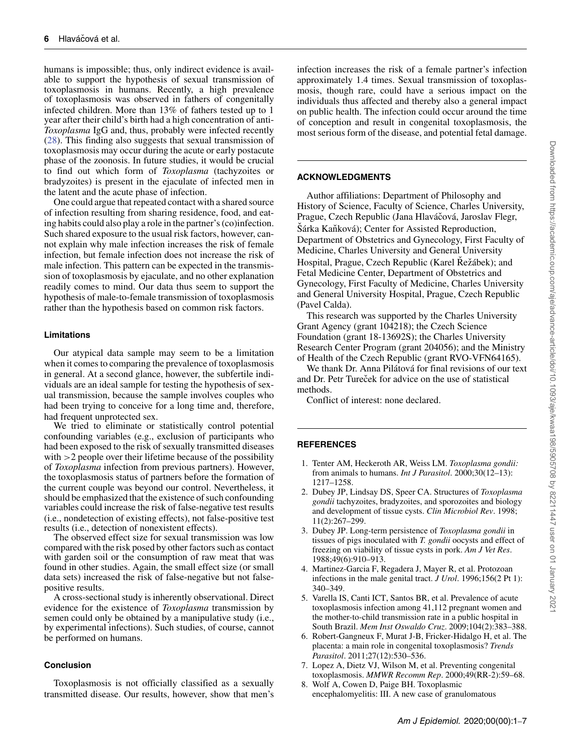humans is impossible; thus, only indirect evidence is available to support the hypothesis of sexual transmission of toxoplasmosis in humans. Recently, a high prevalence of toxoplasmosis was observed in fathers of congenitally infected children. More than 13% of fathers tested up to 1 year after their child's birth had a high concentration of anti-*Toxoplasma* IgG and, thus, probably were infected recently (28). This finding also suggests that sexual transmission of toxoplasmosis may occur during the acute or early postacute phase of the zoonosis. In future studies, it would be crucial to find out which form of *Toxoplasma* (tachyzoites or bradyzoites) is present in the ejaculate of infected men in the latent and the acute phase of infection.

One could argue that repeated contact with a shared source of infection resulting from sharing residence, food, and eating habits could also play a role in the partner's (co)infection. Such shared exposure to the usual risk factors, however, cannot explain why male infection increases the risk of female infection, but female infection does not increase the risk of male infection. This pattern can be expected in the transmission of toxoplasmosis by ejaculate, and no other explanation readily comes to mind. Our data thus seem to support the hypothesis of male-to-female transmission of toxoplasmosis rather than the hypothesis based on common risk factors.

### Limitations

Our atypical data sample may seem to be a limitation when it comes to comparing the prevalence of toxoplasmosis in general. At a second glance, however, the subfertile individuals are an ideal sample for testing the hypothesis of sexual transmission, because the sample involves couples who had been trying to conceive for a long time and, therefore, had frequent unprotected sex.

We tried to eliminate or statistically control potential confounding variables (e.g., exclusion of participants who had been exposed to the risk of sexually transmitted diseases with >2 people over their lifetime because of the possibility of *Toxoplasma* infection from previous partners). However, the toxoplasmosis status of partners before the formation of the current couple was beyond our control. Nevertheless, it should be emphasized that the existence of such confounding variables could increase the risk of false-negative test results (i.e., nondetection of existing effects), not false-positive test results (i.e., detection of nonexistent effects).

The observed effect size for sexual transmission was low compared with the risk posed by other factors such as contact with garden soil or the consumption of raw meat that was found in other studies. Again, the small effect size (or small data sets) increased the risk of false-negative but not false-positive results.

A cross-sectional study is inherently observational. Direct evidence for the existence of *Toxoplasma* transmission by semen could only be obtained by a manipulative study (i.e., by experimental infections). Such studies, of course, cannot be performed on humans.

### Conclusion

Toxoplasmosis is not officially classified as a sexually transmitted disease. Our results, however, show that men's infection increases the risk of a female partner's infection approximately 1.4 times. Sexual transmission of toxoplasmosis, though rare, could have a serious impact on the individuals thus affected and thereby also a general impact on public health. The infection could occur around the time of conception and result in congenital toxoplasmosis, the most serious form of the disease, and potential fetal damage.

## ACKNOWLEDGMENTS

Author affiliations: Department of Philosophy and History of Science, Faculty of Science, Charles University, Prague, Czech Republic (Jana Hlaváčová, Jaroslav Flegr, Šárka Kaňková); Center for Assisted Reproduction, Department of Obstetrics and Gynecology, First Faculty of Medicine, Charles University and General University Hospital, Prague, Czech Republic (Karel Řežábek); and Fetal Medicine Center, Department of Obstetrics and Gynecology, First Faculty of Medicine, Charles University and General University Hospital, Prague, Czech Republic (Pavel Calda).

This research was supported by the Charles University Grant Agency (grant 104218); the Czech Science Foundation (grant 18-13692S); the Charles University Research Center Program (grant 204056); and the Ministry of Health of the Czech Republic (grant RVO-VFN64165).

We thank Dr. Anna Pilátová for final revisions of our text and Dr. Petr Tureček for advice on the use of statistical methods.

Conflict of interest: none declared.

## REFERENCES

1. Tenter AM, Heckeroth AR, Weiss LM. *Toxoplasma gondii:* from animals to humans. *Int J Parasitol*. 2000;30(12–13):1217–1258.
2. Dubey JP, Lindsay DS, Speer CA. Structures of *Toxoplasma gondii* tachyzoites, bradyzoites, and sporozoites and biology and development of tissue cysts. *Clin Microbiol Rev*. 1998;11(2):267–299.
3. Dubey JP. Long-term persistence of *Toxoplasma gondii* in tissues of pigs inoculated with *T. gondii* oocysts and effect of freezing on viability of tissue cysts in pork. *Am J Vet Res*. 1988;49(6):910–913.
4. Martinez-Garcia F, Regadera J, Mayer R, et al. Protozoan infections in the male genital tract. *J Urol*. 1996;156(2 Pt 1):340–349.
5. Varella IS, Canti ICT, Santos BR, et al. Prevalence of acute toxoplasmosis infection among 41,112 pregnant women and the mother-to-child transmission rate in a public hospital in South Brazil. *Mem Inst Oswaldo Cruz*. 2009;104(2):383–388.
6. Robert-Gangneux F, Murat J-B, Fricker-Hidalgo H, et al. The placenta: a main role in congenital toxoplasmosis? *Trends Parasitol*. 2011;27(12):530–536.
7. Lopez A, Dietz VJ, Wilson M, et al. Preventing congenital toxoplasmosis. *MMWR Recomm Rep*. 2000;49(RR-2):59–68.
8. Wolf A, Cowen D, Paige BH. Toxoplasmic encephalomyelitis: III. A new case of granulomatous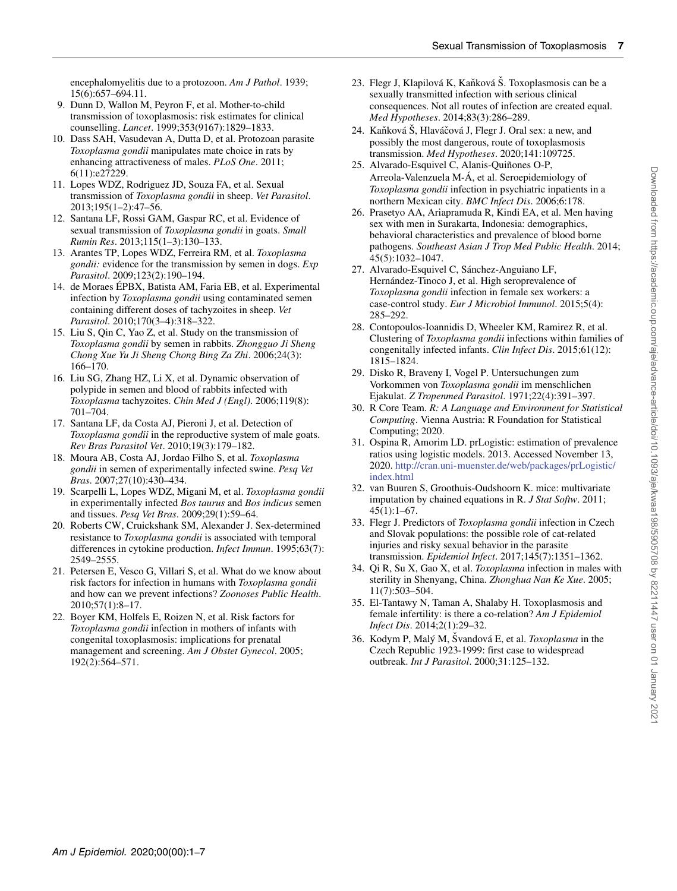encephalomyelitis due to a protozoon. *Am J Pathol*. 1939; 15(6):657–694.11.

9. Dunn D, Wallon M, Peyron F, et al. Mother-to-child transmission of toxoplasmosis: risk estimates for clinical counselling. *Lancet*. 1999;353(9167):1829–1833.
10. Dass SAH, Vasudevan A, Dutta D, et al. Protozoan parasite *Toxoplasma gondii* manipulates mate choice in rats by enhancing attractiveness of males. *PLoS One*. 2011; 6(11):e27229.
11. Lopes WDZ, Rodriguez JD, Souza FA, et al. Sexual transmission of *Toxoplasma gondii* in sheep. *Vet Parasitol*. 2013;195(1–2):47–56.
12. Santana LF, Rossi GAM, Gaspar RC, et al. Evidence of sexual transmission of *Toxoplasma gondii* in goats. *Small Rumin Res*. 2013;115(1–3):130–133.
13. Arantes TP, Lopes WDZ, Ferreira RM, et al. *Toxoplasma gondii:* evidence for the transmission by semen in dogs. *Exp Parasitol*. 2009;123(2):190–194.
14. de Moraes ÉPBX, Batista AM, Faria EB, et al. Experimental infection by *Toxoplasma gondii* using contaminated semen containing different doses of tachyzoites in sheep. *Vet Parasitol*. 2010;170(3–4):318–322.
15. Liu S, Qin C, Yao Z, et al. Study on the transmission of *Toxoplasma gondii* by semen in rabbits. *Zhongguo Ji Sheng Chong Xue Yu Ji Sheng Chong Bing Za Zhi*. 2006;24(3): 166–170.
16. Liu SG, Zhang HZ, Li X, et al. Dynamic observation of polypide in semen and blood of rabbits infected with *Toxoplasma* tachyzoites. *Chin Med J (Engl)*. 2006;119(8): 701–704.
17. Santana LF, da Costa AJ, Pieroni J, et al. Detection of *Toxoplasma gondii* in the reproductive system of male goats. *Rev Bras Parasitol Vet*. 2010;19(3):179–182.
18. Moura AB, Costa AJ, Jordao Filho S, et al. *Toxoplasma gondii* in semen of experimentally infected swine. *Pesq Vet Bras*. 2007;27(10):430–434.
19. Scarpelli L, Lopes WDZ, Migani M, et al. *Toxoplasma gondii* in experimentally infected *Bos taurus* and *Bos indicus* semen and tissues. *Pesq Vet Bras*. 2009;29(1):59–64.
20. Roberts CW, Cruickshank SM, Alexander J. Sex-determined resistance to *Toxoplasma gondii* is associated with temporal differences in cytokine production. *Infect Immun*. 1995;63(7): 2549–2555.
21. Petersen E, Vesco G, Villari S, et al. What do we know about risk factors for infection in humans with *Toxoplasma gondii* and how can we prevent infections? *Zoonoses Public Health*. 2010;57(1):8–17.
22. Boyer KM, Holfels E, Roizen N, et al. Risk factors for *Toxoplasma gondii* infection in mothers of infants with congenital toxoplasmosis: implications for prenatal management and screening. *Am J Obstet Gynecol*. 2005; 192(2):564–571.
23. Flegr J, Klapilová K, Kaňková Š. Toxoplasmosis can be a sexually transmitted infection with serious clinical consequences. Not all routes of infection are created equal. *Med Hypotheses*. 2014;83(3):286–289.
24. Kaňková Š, Hlaváčová J, Flegr J. Oral sex: a new, and possibly the most dangerous, route of toxoplasmosis transmission. *Med Hypotheses*. 2020;141:109725.
25. Alvarado-Esquivel C, Alanis-Quiñones O-P, Arreola-Valenzuela M-Á, et al. Seroepidemiology of *Toxoplasma gondii* infection in psychiatric inpatients in a northern Mexican city. *BMC Infect Dis*. 2006;6:178.
26. Prasetyo AA, Ariapramuda R, Kindi EA, et al. Men having sex with men in Surakarta, Indonesia: demographics, behavioral characteristics and prevalence of blood borne pathogens. *Southeast Asian J Trop Med Public Health*. 2014; 45(5):1032–1047.
27. Alvarado-Esquivel C, Sánchez-Anguiano LF, Hernández-Tinoco J, et al. High seroprevalence of *Toxoplasma gondii* infection in female sex workers: a case-control study. *Eur J Microbiol Immunol*. 2015;5(4): 285–292.
28. Contopoulos-Ioannidis D, Wheeler KM, Ramirez R, et al. Clustering of *Toxoplasma gondii* infections within families of congenitally infected infants. *Clin Infect Dis*. 2015;61(12): 1815–1824.
29. Disko R, Braveny I, Vogel P. Untersuchungen zum Vorkommen von *Toxoplasma gondii* im menschlichen Ejakulat. *Z Tropenmed Parasitol*. 1971;22(4):391–397.
30. R Core Team. *R: A Language and Environment for Statistical Computing*. Vienna Austria: R Foundation for Statistical Computing; 2020.
31. Ospina R, Amorim LD. prLogistic: estimation of prevalence ratios using logistic models. 2013. Accessed November 13, 2020. http://cran.uni-muenster.de/web/packages/prLogistic/index.html
32. van Buuren S, Groothuis-Oudshoorn K. mice: multivariate imputation by chained equations in R. *J Stat Softw*. 2011; 45(1):1–67.
33. Flegr J. Predictors of *Toxoplasma gondii* infection in Czech and Slovak populations: the possible role of cat-related injuries and risky sexual behavior in the parasite transmission. *Epidemiol Infect*. 2017;145(7):1351–1362.
34. Qi R, Su X, Gao X, et al. *Toxoplasma* infection in males with sterility in Shenyang, China. *Zhonghua Nan Ke Xue*. 2005; 11(7):503–504.
35. El-Tantawy N, Taman A, Shalaby H. Toxoplasmosis and female infertility: is there a co-relation? *Am J Epidemiol Infect Dis*. 2014;2(1):29–32.
36. Kodym P, Malý M, Švandová E, et al. *Toxoplasma* in the Czech Republic 1923-1999: first case to widespread outbreak. *Int J Parasitol*. 2000;31:125–132.